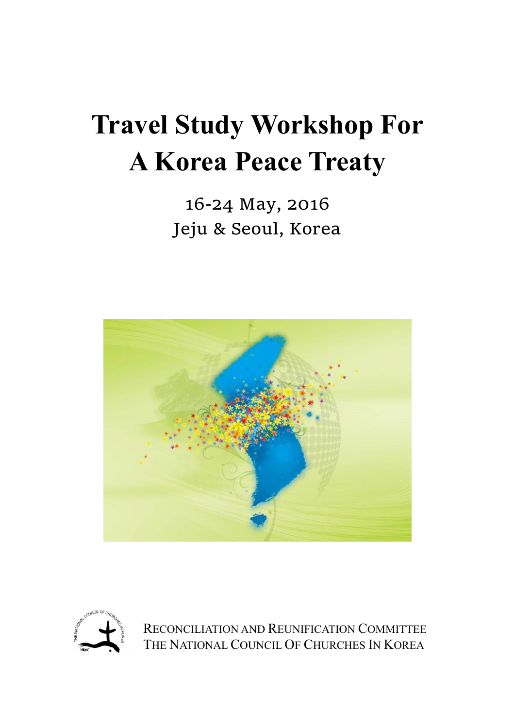# Travel Study Workshop For A Korea Peace Treaty

16-24 May, 2016
Jeju & Seoul, Korea

RECONCILIATION AND REUNIFICATION COMMITTEE
THE NATIONAL COUNCIL OF CHURCHES IN KOREA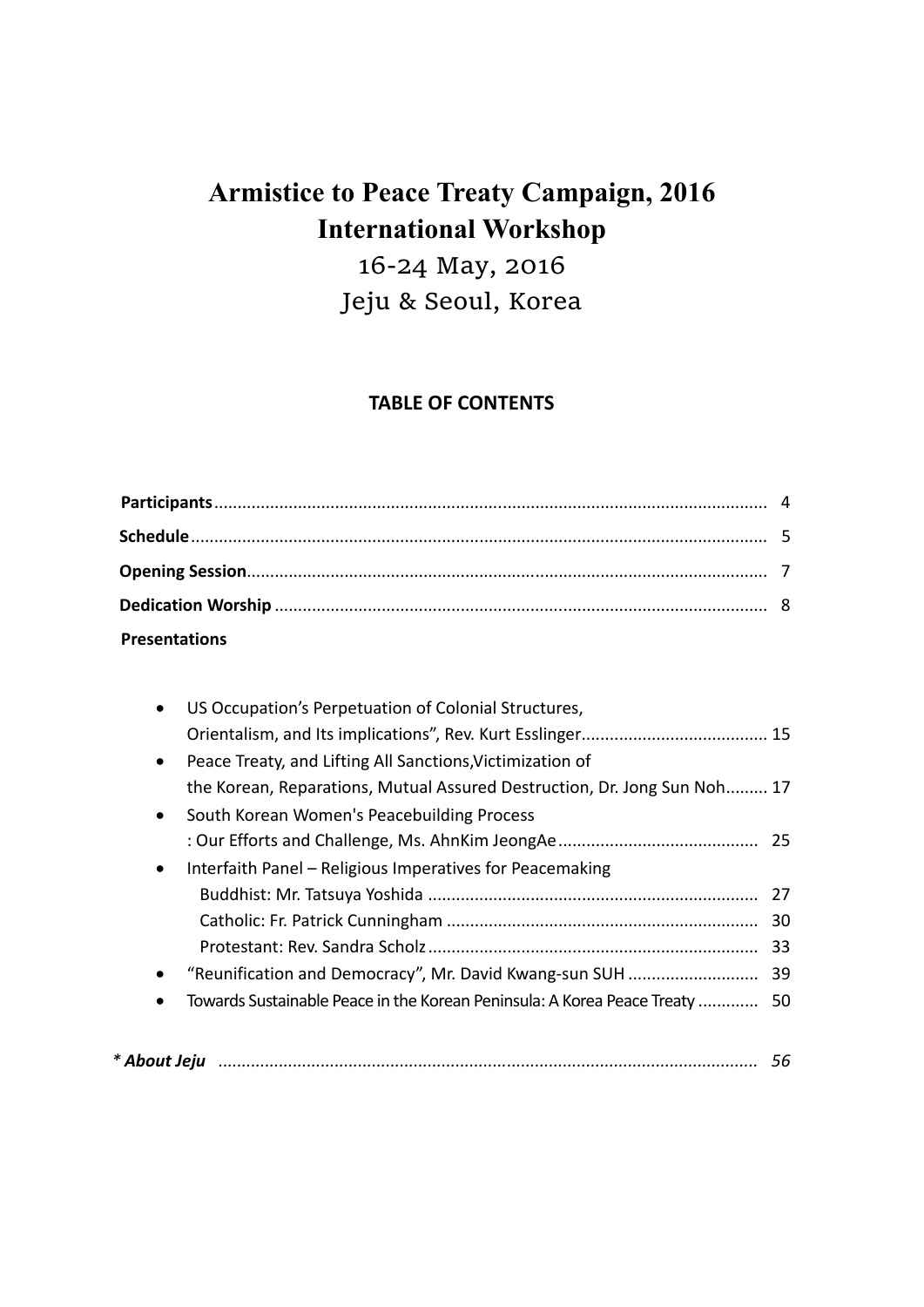# Armistice to Peace Treaty Campaign, 2016
# International Workshop

16-24 May, 2016

Jeju & Seoul, Korea

## TABLE OF CONTENTS

**Participants**........................................................................................................... 4

**Schedule**.................................................................................................................. 5

**Opening Session**..................................................................................................... 7

**Dedication Worship** ............................................................................................... 8

**Presentations**

- US Occupation's Perpetuation of Colonial Structures, Orientalism, and Its implications", Rev. Kurt Esslinger........................................ 15
- Peace Treaty, and Lifting All Sanctions,Victimization of the Korean, Reparations, Mutual Assured Destruction, Dr. Jong Sun Noh......... 17
- South Korean Women's Peacebuilding Process : Our Efforts and Challenge, Ms. AhnKim JeongAe........................................... 25
- Interfaith Panel – Religious Imperatives for Peacemaking
  - Buddhist: Mr. Tatsuya Yoshida ...................................................................... 27
  - Catholic: Fr. Patrick Cunningham .................................................................. 30
  - Protestant: Rev. Sandra Scholz ...................................................................... 33
- "Reunification and Democracy", Mr. David Kwang-sun SUH ............................ 39
- Towards Sustainable Peace in the Korean Peninsula: A Korea Peace Treaty ............. 50

***\* About Jeju*** .................................................................................................... *56*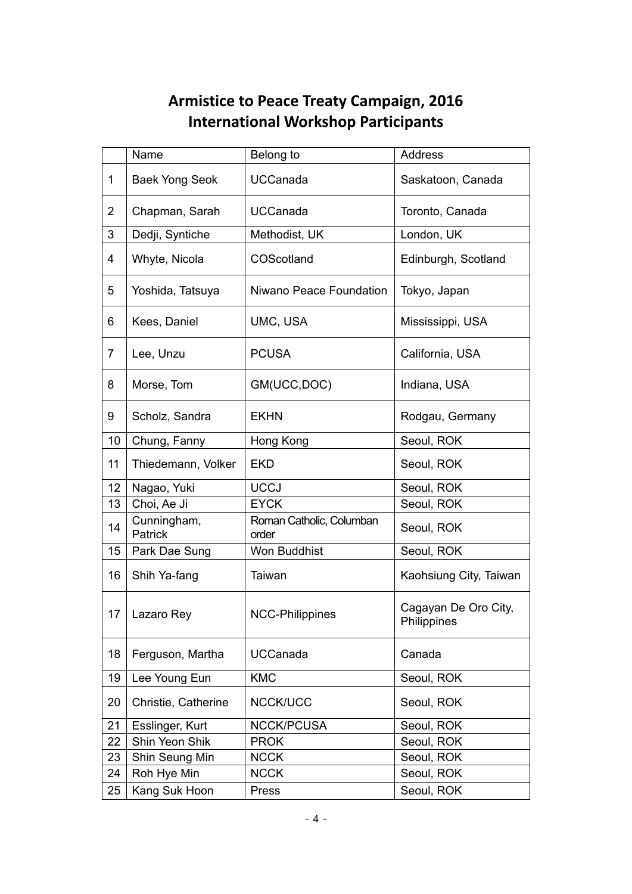# Armistice to Peace Treaty Campaign, 2016
# International Workshop Participants

| | Name | Belong to | Address |
|---|---|---|---|
| 1 | Baek Yong Seok | UCCanada | Saskatoon, Canada |
| 2 | Chapman, Sarah | UCCanada | Toronto, Canada |
| 3 | Dedji, Syntiche | Methodist, UK | London, UK |
| 4 | Whyte, Nicola | COScotland | Edinburgh, Scotland |
| 5 | Yoshida, Tatsuya | Niwano Peace Foundation | Tokyo, Japan |
| 6 | Kees, Daniel | UMC, USA | Mississippi, USA |
| 7 | Lee, Unzu | PCUSA | California, USA |
| 8 | Morse, Tom | GM(UCC,DOC) | Indiana, USA |
| 9 | Scholz, Sandra | EKHN | Rodgau, Germany |
| 10 | Chung, Fanny | Hong Kong | Seoul, ROK |
| 11 | Thiedemann, Volker | EKD | Seoul, ROK |
| 12 | Nagao, Yuki | UCCJ | Seoul, ROK |
| 13 | Choi, Ae Ji | EYCK | Seoul, ROK |
| 14 | Cunningham, Patrick | Roman Catholic, Columban order | Seoul, ROK |
| 15 | Park Dae Sung | Won Buddhist | Seoul, ROK |
| 16 | Shih Ya-fang | Taiwan | Kaohsiung City, Taiwan |
| 17 | Lazaro Rey | NCC-Philippines | Cagayan De Oro City, Philippines |
| 18 | Ferguson, Martha | UCCanada | Canada |
| 19 | Lee Young Eun | KMC | Seoul, ROK |
| 20 | Christie, Catherine | NCCK/UCC | Seoul, ROK |
| 21 | Esslinger, Kurt | NCCK/PCUSA | Seoul, ROK |
| 22 | Shin Yeon Shik | PROK | Seoul, ROK |
| 23 | Shin Seung Min | NCCK | Seoul, ROK |
| 24 | Roh Hye Min | NCCK | Seoul, ROK |
| 25 | Kang Suk Hoon | Press | Seoul, ROK |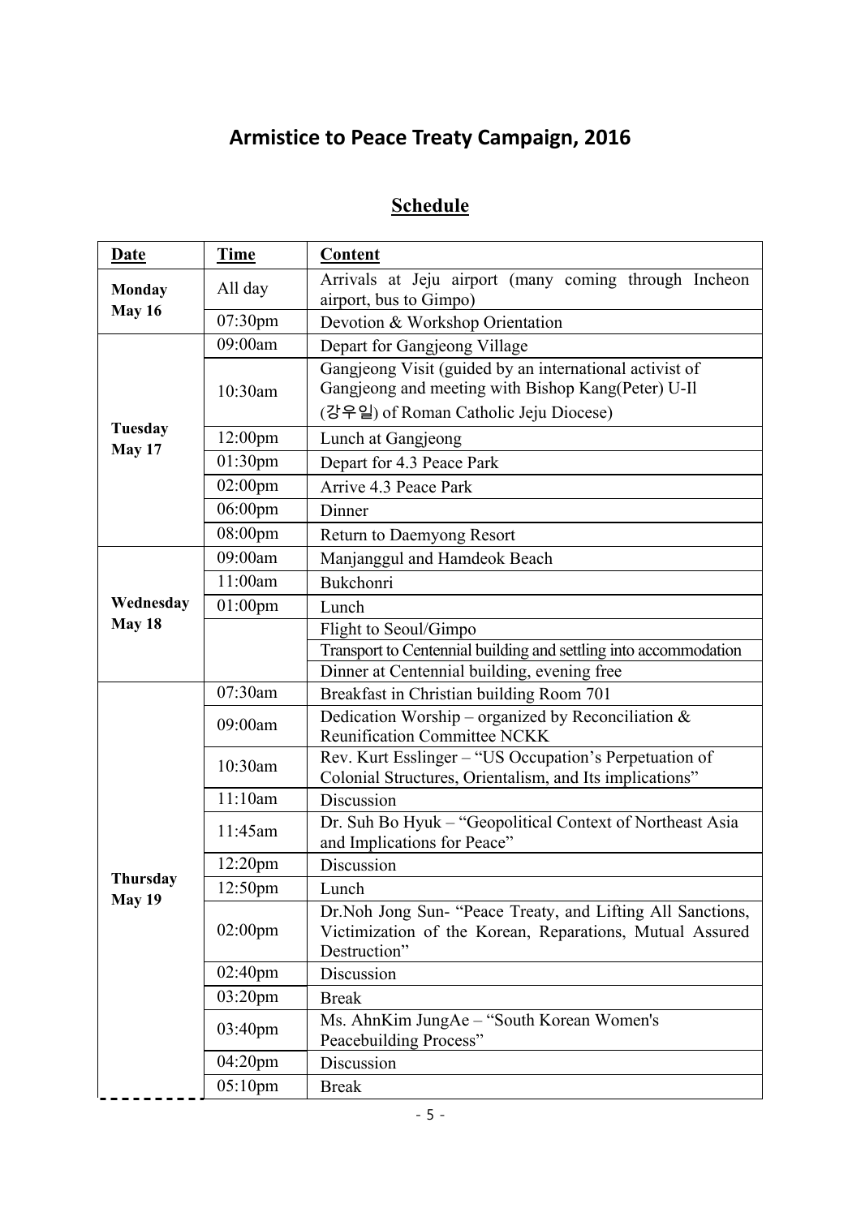# Armistice to Peace Treaty Campaign, 2016

## Schedule

| Date | Time | Content |
|---|---|---|
| **Monday May 16** | All day | Arrivals at Jeju airport (many coming through Incheon airport, bus to Gimpo) |
| | 07:30pm | Devotion & Workshop Orientation |
| **Tuesday May 17** | 09:00am | Depart for Gangjeong Village |
| | 10:30am | Gangjeong Visit (guided by an international activist of Gangjeong and meeting with Bishop Kang(Peter) U-Il (강우일) of Roman Catholic Jeju Diocese) |
| | 12:00pm | Lunch at Gangjeong |
| | 01:30pm | Depart for 4.3 Peace Park |
| | 02:00pm | Arrive 4.3 Peace Park |
| | 06:00pm | Dinner |
| | 08:00pm | Return to Daemyong Resort |
| **Wednesday May 18** | 09:00am | Manjanggul and Hamdeok Beach |
| | 11:00am | Bukchonri |
| | 01:00pm | Lunch |
| | | Flight to Seoul/Gimpo |
| | | Transport to Centennial building and settling into accommodation |
| | | Dinner at Centennial building, evening free |
| **Thursday May 19** | 07:30am | Breakfast in Christian building Room 701 |
| | 09:00am | Dedication Worship – organized by Reconciliation & Reunification Committee NCKK |
| | 10:30am | Rev. Kurt Esslinger – "US Occupation's Perpetuation of Colonial Structures, Orientalism, and Its implications" |
| | 11:10am | Discussion |
| | 11:45am | Dr. Suh Bo Hyuk – "Geopolitical Context of Northeast Asia and Implications for Peace" |
| | 12:20pm | Discussion |
| | 12:50pm | Lunch |
| | 02:00pm | Dr.Noh Jong Sun- "Peace Treaty, and Lifting All Sanctions, Victimization of the Korean, Reparations, Mutual Assured Destruction" |
| | 02:40pm | Discussion |
| | 03:20pm | Break |
| | 03:40pm | Ms. AhnKim JungAe – "South Korean Women's Peacebuilding Process" |
| | 04:20pm | Discussion |
| | 05:10pm | Break |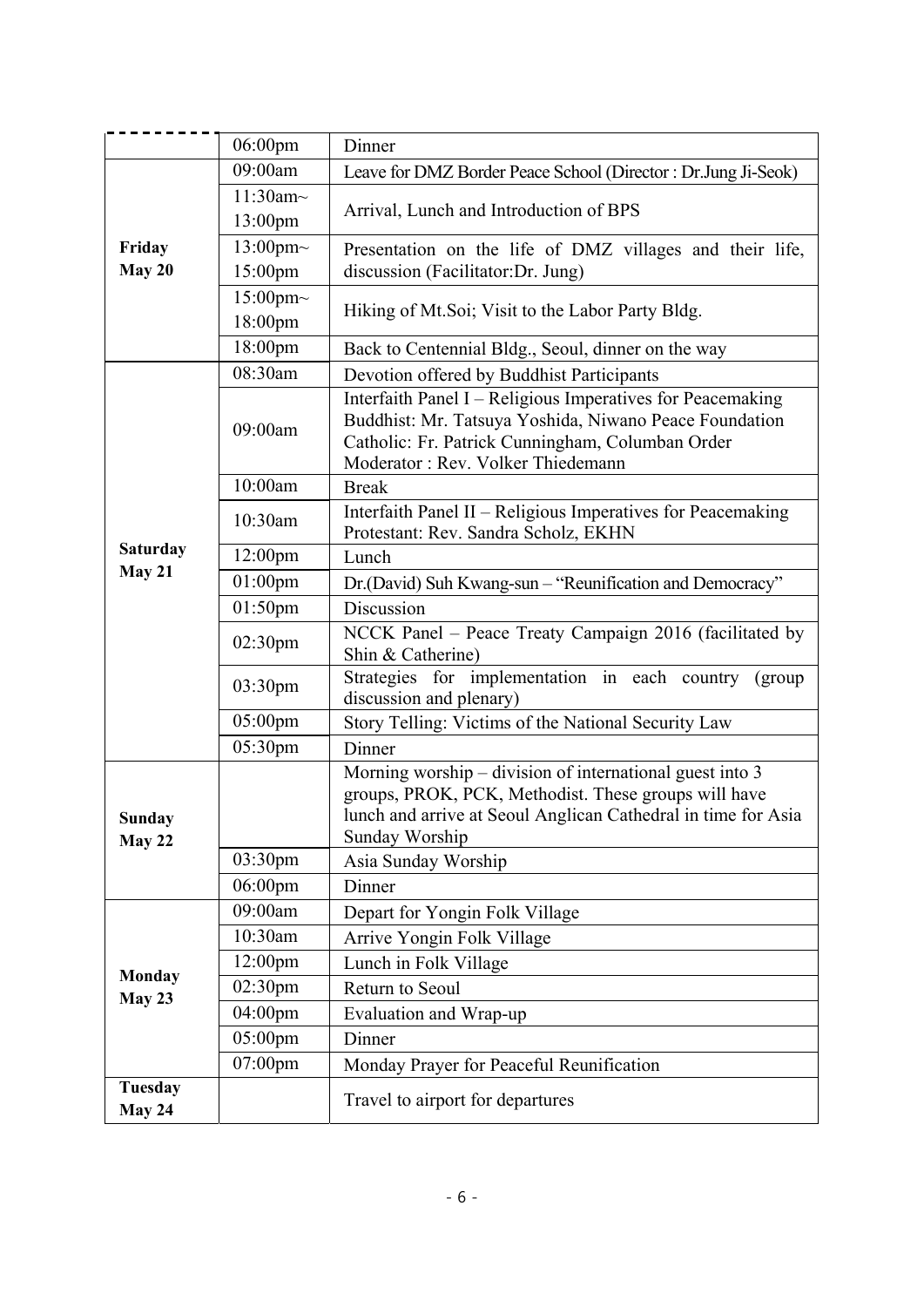| | | |
|---|---|---|
| | 06:00pm | Dinner |
| **Friday May 20** | 09:00am | Leave for DMZ Border Peace School (Director : Dr.Jung Ji-Seok) |
| | 11:30am~ 13:00pm | Arrival, Lunch and Introduction of BPS |
| | 13:00pm~ 15:00pm | Presentation on the life of DMZ villages and their life, discussion (Facilitator:Dr. Jung) |
| | 15:00pm~ 18:00pm | Hiking of Mt.Soi; Visit to the Labor Party Bldg. |
| | 18:00pm | Back to Centennial Bldg., Seoul, dinner on the way |
| **Saturday May 21** | 08:30am | Devotion offered by Buddhist Participants |
| | 09:00am | Interfaith Panel I – Religious Imperatives for Peacemaking<br>Buddhist: Mr. Tatsuya Yoshida, Niwano Peace Foundation<br>Catholic: Fr. Patrick Cunningham, Columban Order<br>Moderator : Rev. Volker Thiedemann |
| | 10:00am | Break |
| | 10:30am | Interfaith Panel II – Religious Imperatives for Peacemaking<br>Protestant: Rev. Sandra Scholz, EKHN |
| | 12:00pm | Lunch |
| | 01:00pm | Dr.(David) Suh Kwang-sun – "Reunification and Democracy" |
| | 01:50pm | Discussion |
| | 02:30pm | NCCK Panel – Peace Treaty Campaign 2016 (facilitated by Shin & Catherine) |
| | 03:30pm | Strategies for implementation in each country (group discussion and plenary) |
| | 05:00pm | Story Telling: Victims of the National Security Law |
| | 05:30pm | Dinner |
| **Sunday May 22** | | Morning worship – division of international guest into 3 groups, PROK, PCK, Methodist. These groups will have lunch and arrive at Seoul Anglican Cathedral in time for Asia Sunday Worship |
| | 03:30pm | Asia Sunday Worship |
| | 06:00pm | Dinner |
| **Monday May 23** | 09:00am | Depart for Yongin Folk Village |
| | 10:30am | Arrive Yongin Folk Village |
| | 12:00pm | Lunch in Folk Village |
| | 02:30pm | Return to Seoul |
| | 04:00pm | Evaluation and Wrap-up |
| | 05:00pm | Dinner |
| | 07:00pm | Monday Prayer for Peaceful Reunification |
| **Tuesday May 24** | | Travel to airport for departures |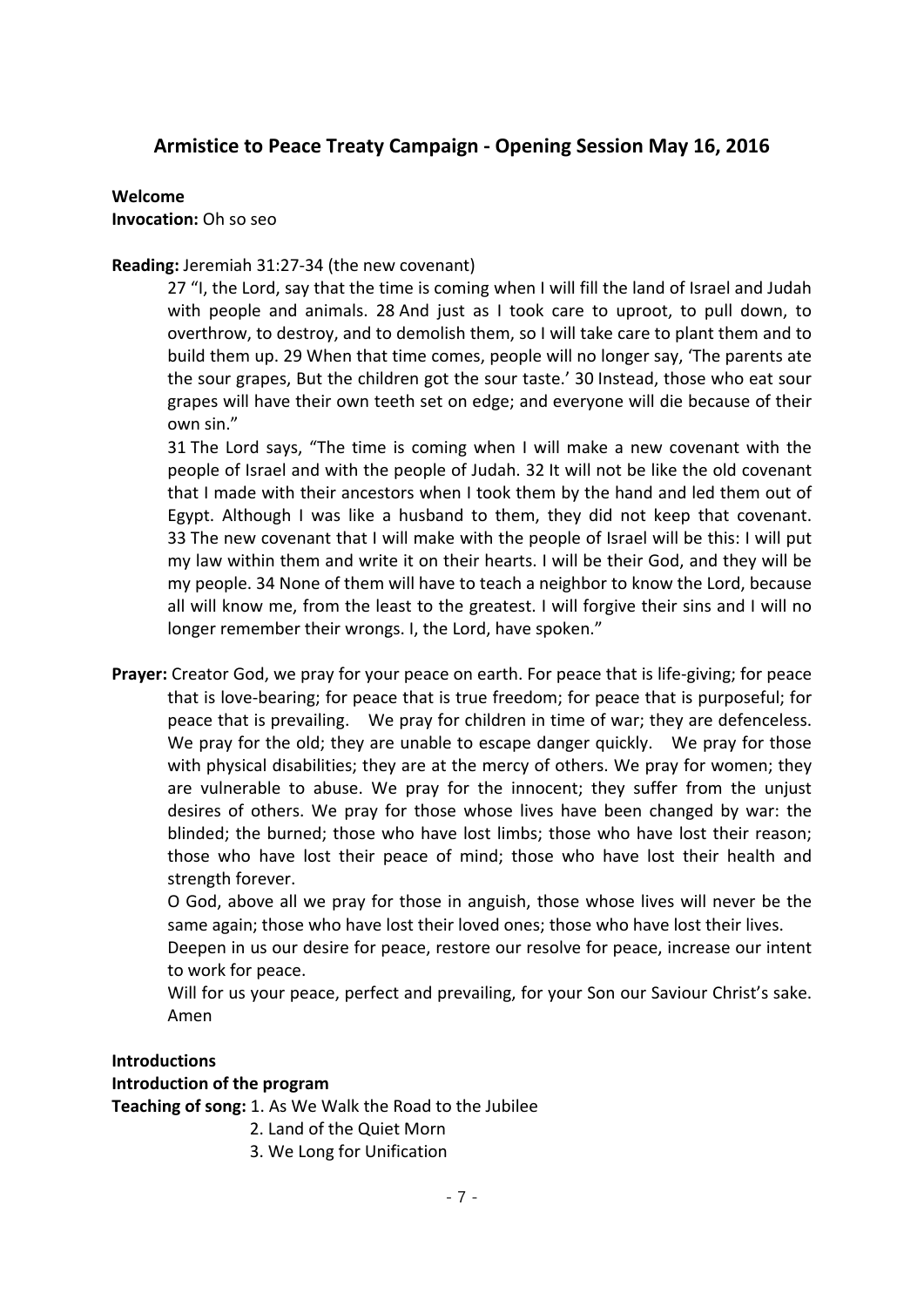## Armistice to Peace Treaty Campaign - Opening Session May 16, 2016

**Welcome**
**Invocation:** Oh so seo

**Reading:** Jeremiah 31:27-34 (the new covenant)

> 27 "I, the Lord, say that the time is coming when I will fill the land of Israel and Judah with people and animals. 28 And just as I took care to uproot, to pull down, to overthrow, to destroy, and to demolish them, so I will take care to plant them and to build them up. 29 When that time comes, people will no longer say, 'The parents ate the sour grapes, But the children got the sour taste.' 30 Instead, those who eat sour grapes will have their own teeth set on edge; and everyone will die because of their own sin."
>
> 31 The Lord says, "The time is coming when I will make a new covenant with the people of Israel and with the people of Judah. 32 It will not be like the old covenant that I made with their ancestors when I took them by the hand and led them out of Egypt. Although I was like a husband to them, they did not keep that covenant. 33 The new covenant that I will make with the people of Israel will be this: I will put my law within them and write it on their hearts. I will be their God, and they will be my people. 34 None of them will have to teach a neighbor to know the Lord, because all will know me, from the least to the greatest. I will forgive their sins and I will no longer remember their wrongs. I, the Lord, have spoken."

**Prayer:** Creator God, we pray for your peace on earth. For peace that is life-giving; for peace that is love-bearing; for peace that is true freedom; for peace that is purposeful; for peace that is prevailing. We pray for children in time of war; they are defenceless. We pray for the old; they are unable to escape danger quickly. We pray for those with physical disabilities; they are at the mercy of others. We pray for women; they are vulnerable to abuse. We pray for the innocent; they suffer from the unjust desires of others. We pray for those whose lives have been changed by war: the blinded; the burned; those who have lost limbs; those who have lost their reason; those who have lost their peace of mind; those who have lost their health and strength forever.

> O God, above all we pray for those in anguish, those whose lives will never be the same again; those who have lost their loved ones; those who have lost their lives.
>
> Deepen in us our desire for peace, restore our resolve for peace, increase our intent to work for peace.
>
> Will for us your peace, perfect and prevailing, for your Son our Saviour Christ's sake. Amen

**Introductions**
**Introduction of the program**
**Teaching of song:**

1. As We Walk the Road to the Jubilee
2. Land of the Quiet Morn
3. We Long for Unification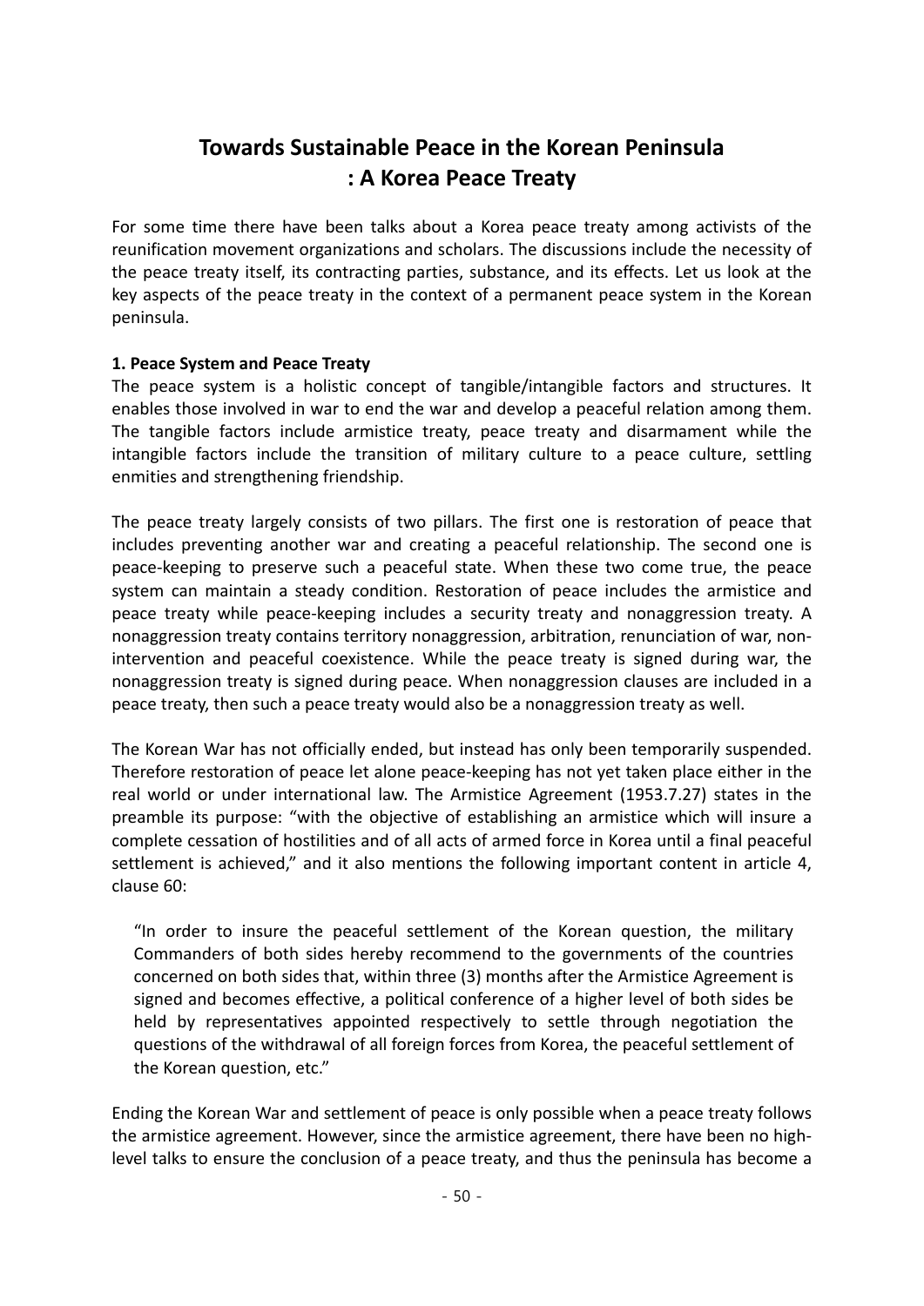# Towards Sustainable Peace in the Korean Peninsula : A Korea Peace Treaty

For some time there have been talks about a Korea peace treaty among activists of the reunification movement organizations and scholars. The discussions include the necessity of the peace treaty itself, its contracting parties, substance, and its effects. Let us look at the key aspects of the peace treaty in the context of a permanent peace system in the Korean peninsula.

**1. Peace System and Peace Treaty**

The peace system is a holistic concept of tangible/intangible factors and structures. It enables those involved in war to end the war and develop a peaceful relation among them. The tangible factors include armistice treaty, peace treaty and disarmament while the intangible factors include the transition of military culture to a peace culture, settling enmities and strengthening friendship.

The peace treaty largely consists of two pillars. The first one is restoration of peace that includes preventing another war and creating a peaceful relationship. The second one is peace-keeping to preserve such a peaceful state. When these two come true, the peace system can maintain a steady condition. Restoration of peace includes the armistice and peace treaty while peace-keeping includes a security treaty and nonaggression treaty. A nonaggression treaty contains territory nonaggression, arbitration, renunciation of war, non-intervention and peaceful coexistence. While the peace treaty is signed during war, the nonaggression treaty is signed during peace. When nonaggression clauses are included in a peace treaty, then such a peace treaty would also be a nonaggression treaty as well.

The Korean War has not officially ended, but instead has only been temporarily suspended. Therefore restoration of peace let alone peace-keeping has not yet taken place either in the real world or under international law. The Armistice Agreement (1953.7.27) states in the preamble its purpose: "with the objective of establishing an armistice which will insure a complete cessation of hostilities and of all acts of armed force in Korea until a final peaceful settlement is achieved," and it also mentions the following important content in article 4, clause 60:

> "In order to insure the peaceful settlement of the Korean question, the military Commanders of both sides hereby recommend to the governments of the countries concerned on both sides that, within three (3) months after the Armistice Agreement is signed and becomes effective, a political conference of a higher level of both sides be held by representatives appointed respectively to settle through negotiation the questions of the withdrawal of all foreign forces from Korea, the peaceful settlement of the Korean question, etc."

Ending the Korean War and settlement of peace is only possible when a peace treaty follows the armistice agreement. However, since the armistice agreement, there have been no high-level talks to ensure the conclusion of a peace treaty, and thus the peninsula has become a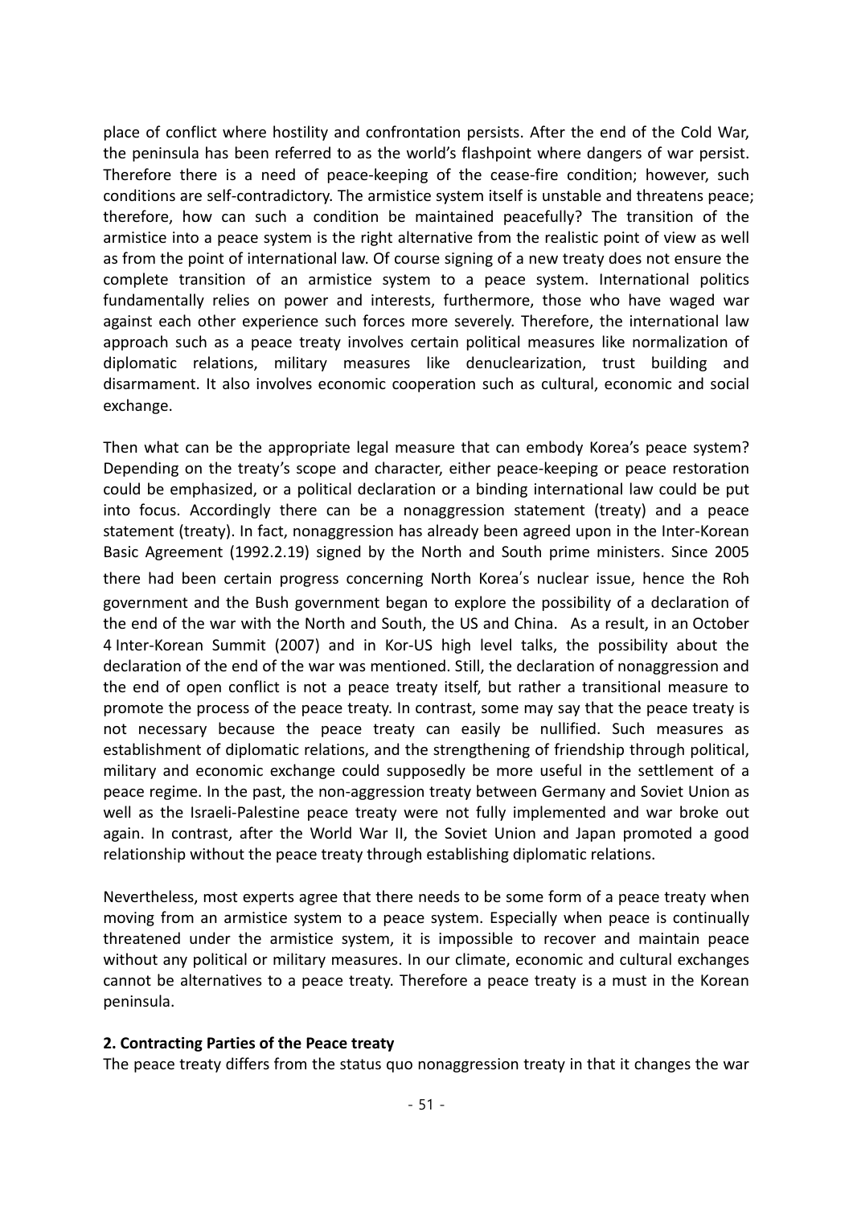place of conflict where hostility and confrontation persists. After the end of the Cold War, the peninsula has been referred to as the world's flashpoint where dangers of war persist. Therefore there is a need of peace-keeping of the cease-fire condition; however, such conditions are self-contradictory. The armistice system itself is unstable and threatens peace; therefore, how can such a condition be maintained peacefully? The transition of the armistice into a peace system is the right alternative from the realistic point of view as well as from the point of international law. Of course signing of a new treaty does not ensure the complete transition of an armistice system to a peace system. International politics fundamentally relies on power and interests, furthermore, those who have waged war against each other experience such forces more severely. Therefore, the international law approach such as a peace treaty involves certain political measures like normalization of diplomatic relations, military measures like denuclearization, trust building and disarmament. It also involves economic cooperation such as cultural, economic and social exchange.

Then what can be the appropriate legal measure that can embody Korea's peace system? Depending on the treaty's scope and character, either peace-keeping or peace restoration could be emphasized, or a political declaration or a binding international law could be put into focus. Accordingly there can be a nonaggression statement (treaty) and a peace statement (treaty). In fact, nonaggression has already been agreed upon in the Inter-Korean Basic Agreement (1992.2.19) signed by the North and South prime ministers. Since 2005 there had been certain progress concerning North Korea's nuclear issue, hence the Roh government and the Bush government began to explore the possibility of a declaration of the end of the war with the North and South, the US and China. As a result, in an October 4 Inter-Korean Summit (2007) and in Kor-US high level talks, the possibility about the declaration of the end of the war was mentioned. Still, the declaration of nonaggression and the end of open conflict is not a peace treaty itself, but rather a transitional measure to promote the process of the peace treaty. In contrast, some may say that the peace treaty is not necessary because the peace treaty can easily be nullified. Such measures as establishment of diplomatic relations, and the strengthening of friendship through political, military and economic exchange could supposedly be more useful in the settlement of a peace regime. In the past, the non-aggression treaty between Germany and Soviet Union as well as the Israeli-Palestine peace treaty were not fully implemented and war broke out again. In contrast, after the World War II, the Soviet Union and Japan promoted a good relationship without the peace treaty through establishing diplomatic relations.

Nevertheless, most experts agree that there needs to be some form of a peace treaty when moving from an armistice system to a peace system. Especially when peace is continually threatened under the armistice system, it is impossible to recover and maintain peace without any political or military measures. In our climate, economic and cultural exchanges cannot be alternatives to a peace treaty. Therefore a peace treaty is a must in the Korean peninsula.

**2. Contracting Parties of the Peace treaty**

The peace treaty differs from the status quo nonaggression treaty in that it changes the war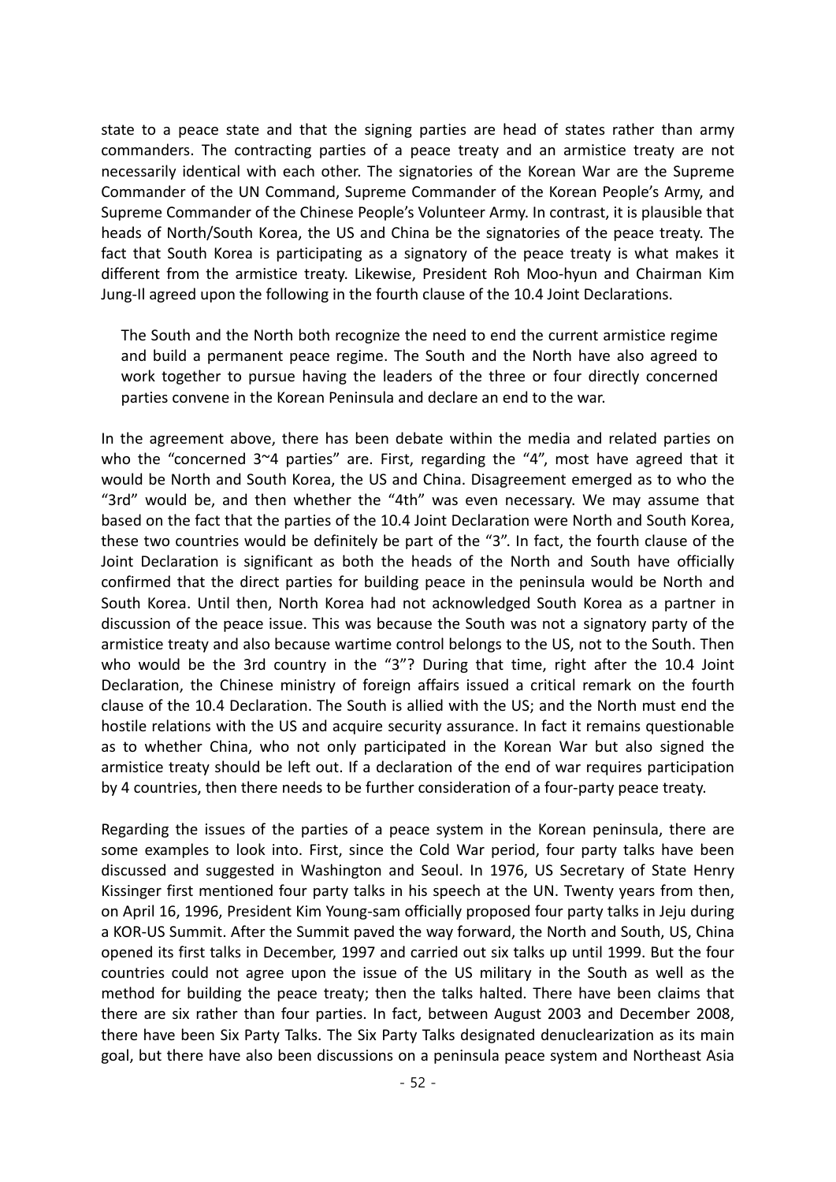state to a peace state and that the signing parties are head of states rather than army commanders. The contracting parties of a peace treaty and an armistice treaty are not necessarily identical with each other. The signatories of the Korean War are the Supreme Commander of the UN Command, Supreme Commander of the Korean People's Army, and Supreme Commander of the Chinese People's Volunteer Army. In contrast, it is plausible that heads of North/South Korea, the US and China be the signatories of the peace treaty. The fact that South Korea is participating as a signatory of the peace treaty is what makes it different from the armistice treaty. Likewise, President Roh Moo-hyun and Chairman Kim Jung-Il agreed upon the following in the fourth clause of the 10.4 Joint Declarations.

> The South and the North both recognize the need to end the current armistice regime and build a permanent peace regime. The South and the North have also agreed to work together to pursue having the leaders of the three or four directly concerned parties convene in the Korean Peninsula and declare an end to the war.

In the agreement above, there has been debate within the media and related parties on who the "concerned 3~4 parties" are. First, regarding the "4", most have agreed that it would be North and South Korea, the US and China. Disagreement emerged as to who the "3rd" would be, and then whether the "4th" was even necessary. We may assume that based on the fact that the parties of the 10.4 Joint Declaration were North and South Korea, these two countries would be definitely be part of the "3". In fact, the fourth clause of the Joint Declaration is significant as both the heads of the North and South have officially confirmed that the direct parties for building peace in the peninsula would be North and South Korea. Until then, North Korea had not acknowledged South Korea as a partner in discussion of the peace issue. This was because the South was not a signatory party of the armistice treaty and also because wartime control belongs to the US, not to the South. Then who would be the 3rd country in the "3"? During that time, right after the 10.4 Joint Declaration, the Chinese ministry of foreign affairs issued a critical remark on the fourth clause of the 10.4 Declaration. The South is allied with the US; and the North must end the hostile relations with the US and acquire security assurance. In fact it remains questionable as to whether China, who not only participated in the Korean War but also signed the armistice treaty should be left out. If a declaration of the end of war requires participation by 4 countries, then there needs to be further consideration of a four-party peace treaty.

Regarding the issues of the parties of a peace system in the Korean peninsula, there are some examples to look into. First, since the Cold War period, four party talks have been discussed and suggested in Washington and Seoul. In 1976, US Secretary of State Henry Kissinger first mentioned four party talks in his speech at the UN. Twenty years from then, on April 16, 1996, President Kim Young-sam officially proposed four party talks in Jeju during a KOR-US Summit. After the Summit paved the way forward, the North and South, US, China opened its first talks in December, 1997 and carried out six talks up until 1999. But the four countries could not agree upon the issue of the US military in the South as well as the method for building the peace treaty; then the talks halted. There have been claims that there are six rather than four parties. In fact, between August 2003 and December 2008, there have been Six Party Talks. The Six Party Talks designated denuclearization as its main goal, but there have also been discussions on a peninsula peace system and Northeast Asia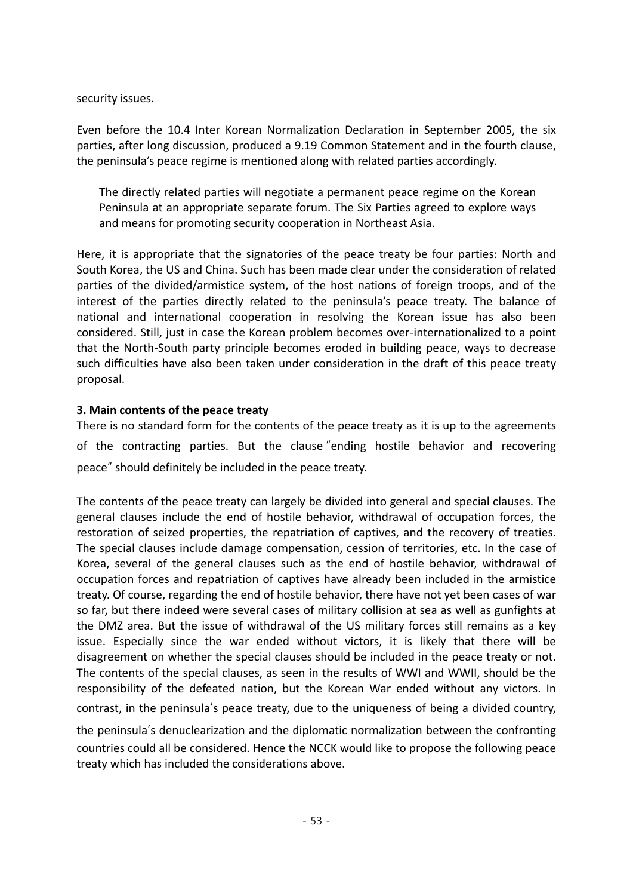security issues.

Even before the 10.4 Inter Korean Normalization Declaration in September 2005, the six parties, after long discussion, produced a 9.19 Common Statement and in the fourth clause, the peninsula's peace regime is mentioned along with related parties accordingly.

> The directly related parties will negotiate a permanent peace regime on the Korean Peninsula at an appropriate separate forum. The Six Parties agreed to explore ways and means for promoting security cooperation in Northeast Asia.

Here, it is appropriate that the signatories of the peace treaty be four parties: North and South Korea, the US and China. Such has been made clear under the consideration of related parties of the divided/armistice system, of the host nations of foreign troops, and of the interest of the parties directly related to the peninsula's peace treaty. The balance of national and international cooperation in resolving the Korean issue has also been considered. Still, just in case the Korean problem becomes over-internationalized to a point that the North-South party principle becomes eroded in building peace, ways to decrease such difficulties have also been taken under consideration in the draft of this peace treaty proposal.

**3. Main contents of the peace treaty**

There is no standard form for the contents of the peace treaty as it is up to the agreements of the contracting parties. But the clause "ending hostile behavior and recovering peace" should definitely be included in the peace treaty.

The contents of the peace treaty can largely be divided into general and special clauses. The general clauses include the end of hostile behavior, withdrawal of occupation forces, the restoration of seized properties, the repatriation of captives, and the recovery of treaties. The special clauses include damage compensation, cession of territories, etc. In the case of Korea, several of the general clauses such as the end of hostile behavior, withdrawal of occupation forces and repatriation of captives have already been included in the armistice treaty. Of course, regarding the end of hostile behavior, there have not yet been cases of war so far, but there indeed were several cases of military collision at sea as well as gunfights at the DMZ area. But the issue of withdrawal of the US military forces still remains as a key issue. Especially since the war ended without victors, it is likely that there will be disagreement on whether the special clauses should be included in the peace treaty or not. The contents of the special clauses, as seen in the results of WWI and WWII, should be the responsibility of the defeated nation, but the Korean War ended without any victors. In contrast, in the peninsula's peace treaty, due to the uniqueness of being a divided country, the peninsula's denuclearization and the diplomatic normalization between the confronting countries could all be considered. Hence the NCCK would like to propose the following peace treaty which has included the considerations above.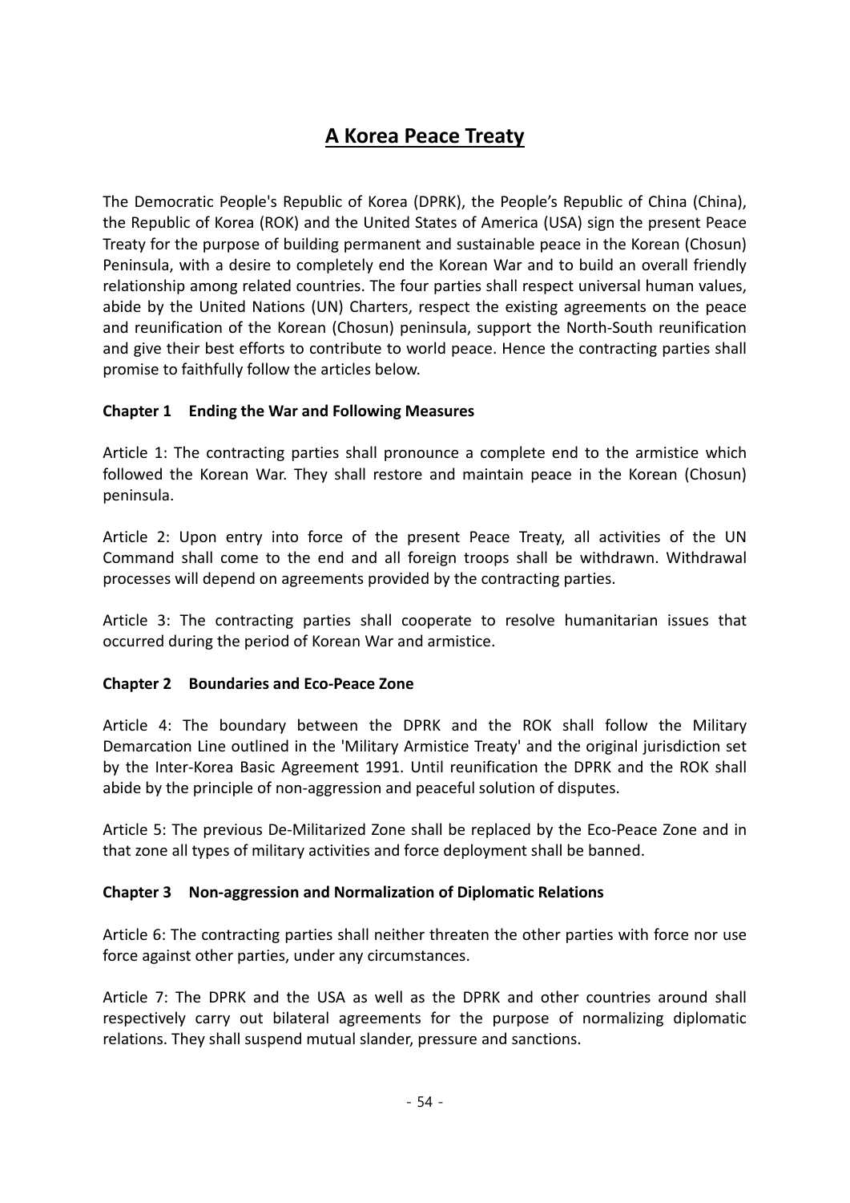# A Korea Peace Treaty

The Democratic People's Republic of Korea (DPRK), the People's Republic of China (China), the Republic of Korea (ROK) and the United States of America (USA) sign the present Peace Treaty for the purpose of building permanent and sustainable peace in the Korean (Chosun) Peninsula, with a desire to completely end the Korean War and to build an overall friendly relationship among related countries. The four parties shall respect universal human values, abide by the United Nations (UN) Charters, respect the existing agreements on the peace and reunification of the Korean (Chosun) peninsula, support the North-South reunification and give their best efforts to contribute to world peace. Hence the contracting parties shall promise to faithfully follow the articles below.

### Chapter 1 Ending the War and Following Measures

Article 1: The contracting parties shall pronounce a complete end to the armistice which followed the Korean War. They shall restore and maintain peace in the Korean (Chosun) peninsula.

Article 2: Upon entry into force of the present Peace Treaty, all activities of the UN Command shall come to the end and all foreign troops shall be withdrawn. Withdrawal processes will depend on agreements provided by the contracting parties.

Article 3: The contracting parties shall cooperate to resolve humanitarian issues that occurred during the period of Korean War and armistice.

### Chapter 2 Boundaries and Eco-Peace Zone

Article 4: The boundary between the DPRK and the ROK shall follow the Military Demarcation Line outlined in the 'Military Armistice Treaty' and the original jurisdiction set by the Inter-Korea Basic Agreement 1991. Until reunification the DPRK and the ROK shall abide by the principle of non-aggression and peaceful solution of disputes.

Article 5: The previous De-Militarized Zone shall be replaced by the Eco-Peace Zone and in that zone all types of military activities and force deployment shall be banned.

### Chapter 3 Non-aggression and Normalization of Diplomatic Relations

Article 6: The contracting parties shall neither threaten the other parties with force nor use force against other parties, under any circumstances.

Article 7: The DPRK and the USA as well as the DPRK and other countries around shall respectively carry out bilateral agreements for the purpose of normalizing diplomatic relations. They shall suspend mutual slander, pressure and sanctions.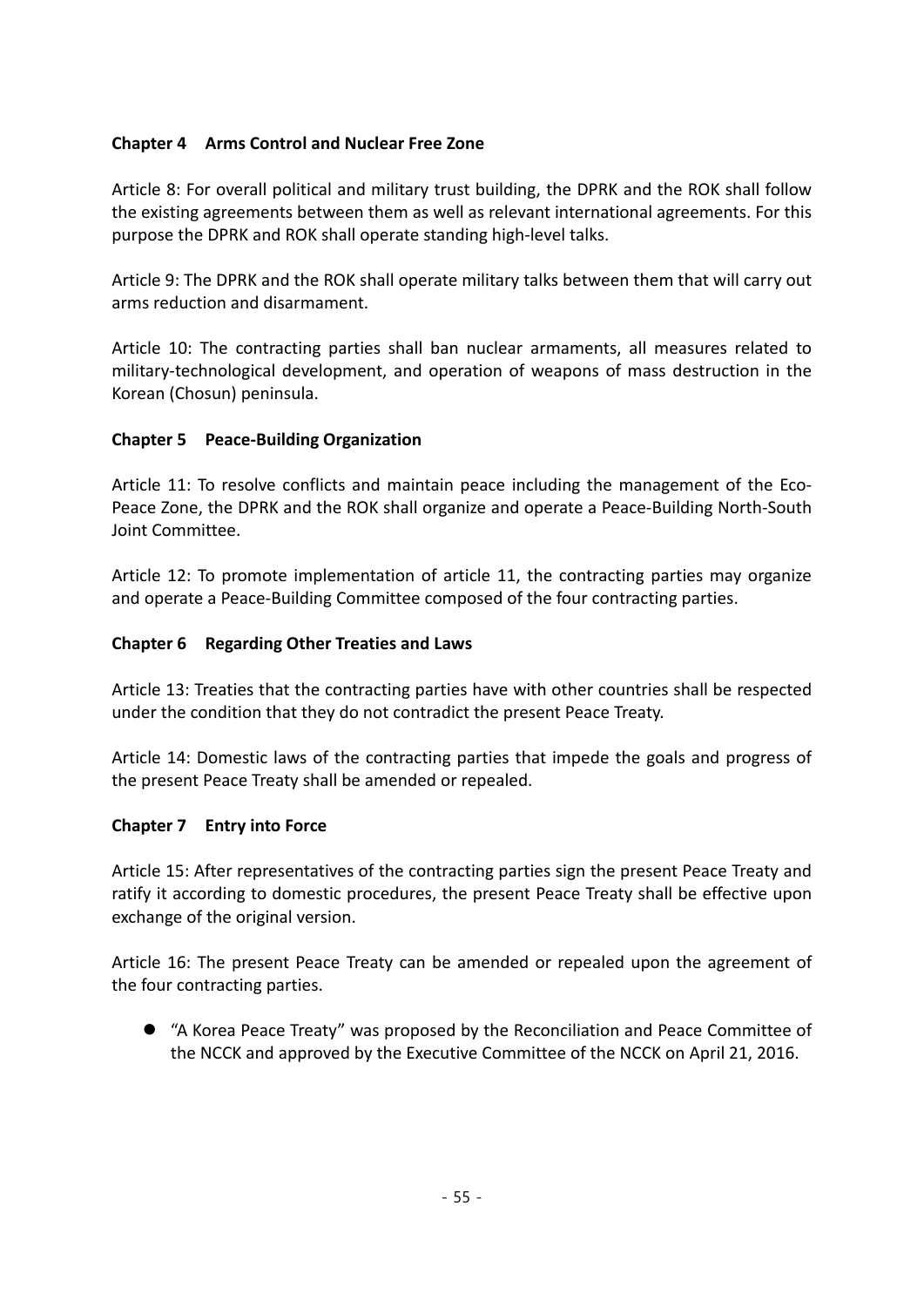### Chapter 4 Arms Control and Nuclear Free Zone

Article 8: For overall political and military trust building, the DPRK and the ROK shall follow the existing agreements between them as well as relevant international agreements. For this purpose the DPRK and ROK shall operate standing high-level talks.

Article 9: The DPRK and the ROK shall operate military talks between them that will carry out arms reduction and disarmament.

Article 10: The contracting parties shall ban nuclear armaments, all measures related to military-technological development, and operation of weapons of mass destruction in the Korean (Chosun) peninsula.

### Chapter 5 Peace-Building Organization

Article 11: To resolve conflicts and maintain peace including the management of the Eco-Peace Zone, the DPRK and the ROK shall organize and operate a Peace-Building North-South Joint Committee.

Article 12: To promote implementation of article 11, the contracting parties may organize and operate a Peace-Building Committee composed of the four contracting parties.

### Chapter 6 Regarding Other Treaties and Laws

Article 13: Treaties that the contracting parties have with other countries shall be respected under the condition that they do not contradict the present Peace Treaty.

Article 14: Domestic laws of the contracting parties that impede the goals and progress of the present Peace Treaty shall be amended or repealed.

### Chapter 7 Entry into Force

Article 15: After representatives of the contracting parties sign the present Peace Treaty and ratify it according to domestic procedures, the present Peace Treaty shall be effective upon exchange of the original version.

Article 16: The present Peace Treaty can be amended or repealed upon the agreement of the four contracting parties.

- "A Korea Peace Treaty" was proposed by the Reconciliation and Peace Committee of the NCCK and approved by the Executive Committee of the NCCK on April 21, 2016.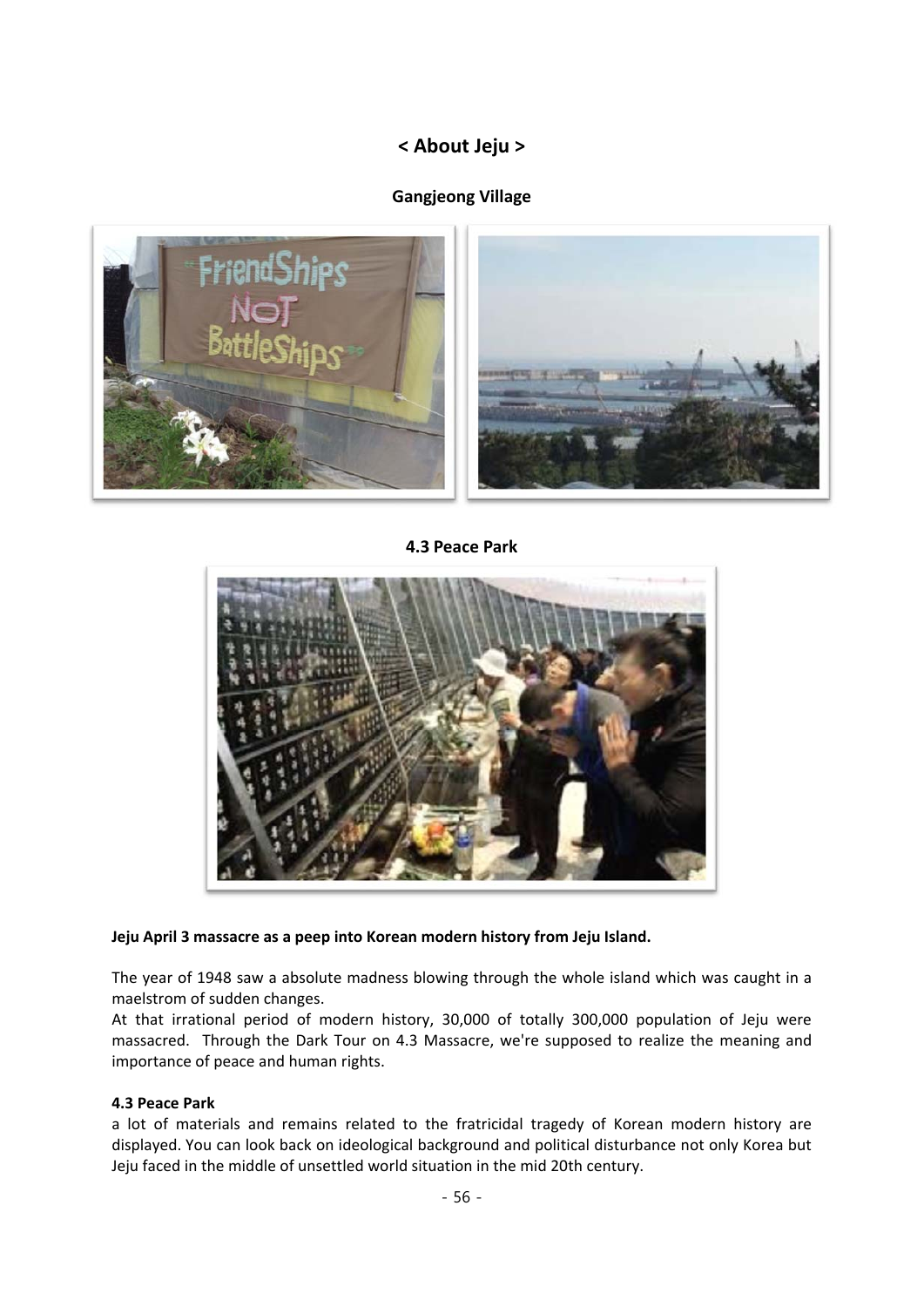# < About Jeju >

## Gangjeong Village

## 4.3 Peace Park

**Jeju April 3 massacre as a peep into Korean modern history from Jeju Island.**

The year of 1948 saw a absolute madness blowing through the whole island which was caught in a maelstrom of sudden changes.
At that irrational period of modern history, 30,000 of totally 300,000 population of Jeju were massacred. Through the Dark Tour on 4.3 Massacre, we're supposed to realize the meaning and importance of peace and human rights.

**4.3 Peace Park**
a lot of materials and remains related to the fratricidal tragedy of Korean modern history are displayed. You can look back on ideological background and political disturbance not only Korea but Jeju faced in the middle of unsettled world situation in the mid 20th century.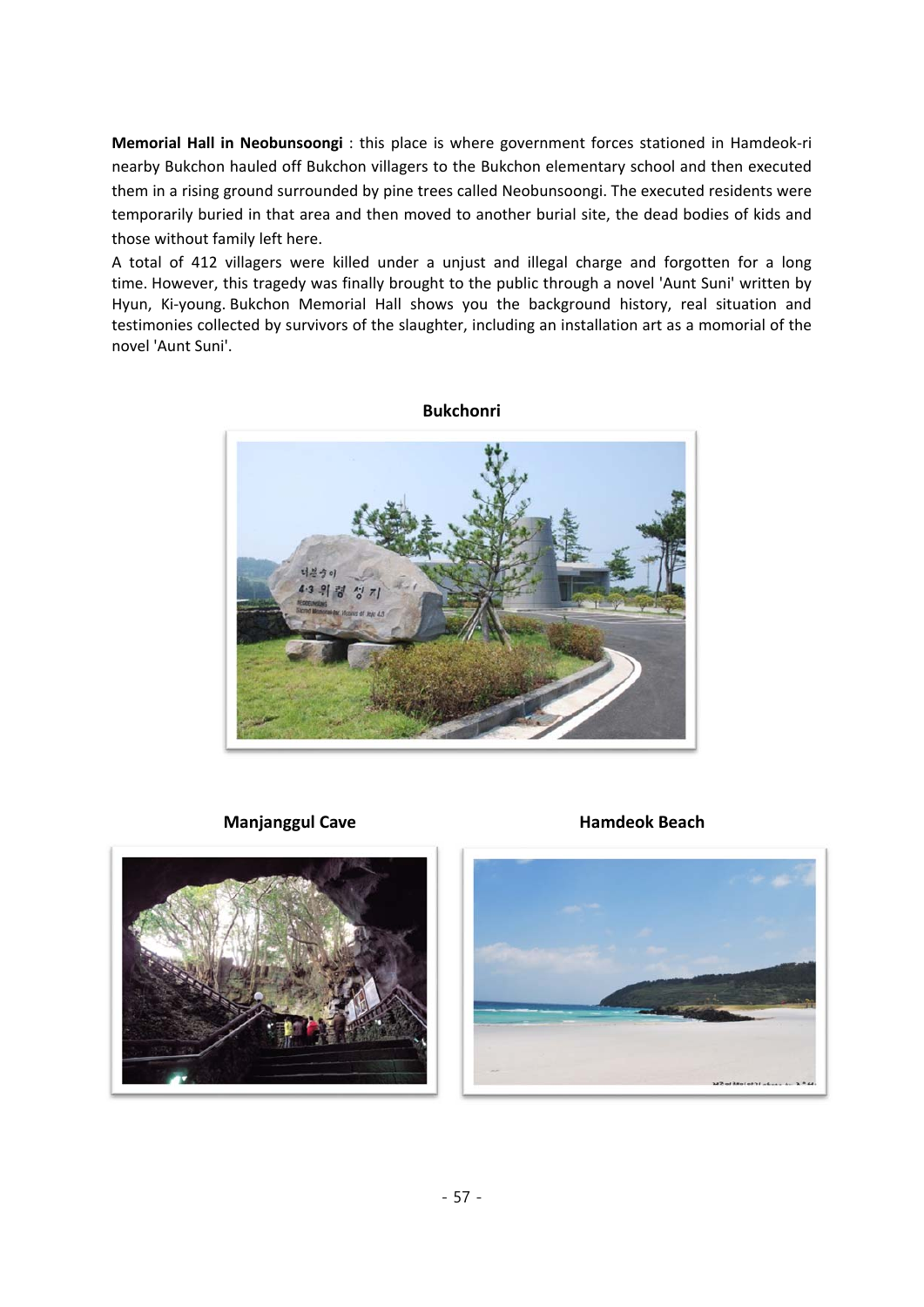**Memorial Hall in Neobunsoongi** : this place is where government forces stationed in Hamdeok-ri nearby Bukchon hauled off Bukchon villagers to the Bukchon elementary school and then executed them in a rising ground surrounded by pine trees called Neobunsoongi. The executed residents were temporarily buried in that area and then moved to another burial site, the dead bodies of kids and those without family left here.

A total of 412 villagers were killed under a unjust and illegal charge and forgotten for a long time. However, this tragedy was finally brought to the public through a novel 'Aunt Suni' written by Hyun, Ki-young. Bukchon Memorial Hall shows you the background history, real situation and testimonies collected by survivors of the slaughter, including an installation art as a momorial of the novel 'Aunt Suni'.

**Bukchonri**

**Manjanggul Cave**

**Hamdeok Beach**